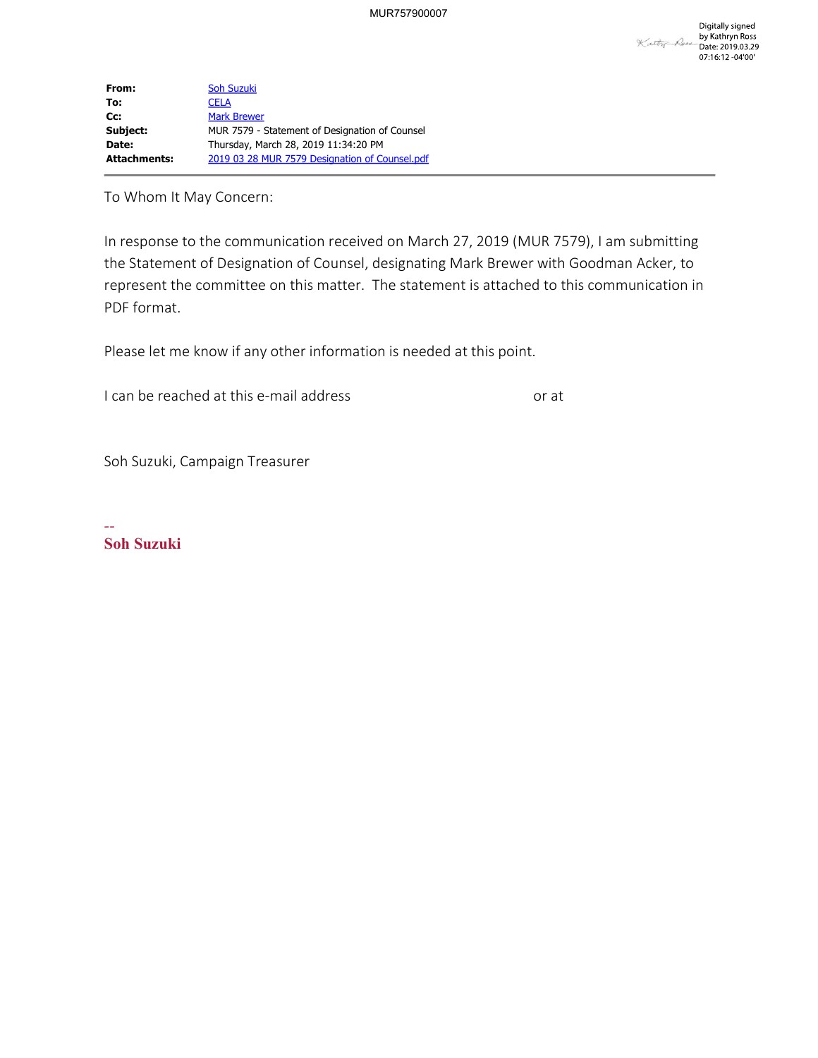Digitally signed by Kathryn Ross
Date: 2019.03.29 07:16:12 -04'00'

| | |
|---|---|
| **From:** | Soh Suzuki |
| **To:** | CELA |
| **Cc:** | Mark Brewer |
| **Subject:** | MUR 7579 - Statement of Designation of Counsel |
| **Date:** | Thursday, March 28, 2019 11:34:20 PM |
| **Attachments:** | 2019 03 28 MUR 7579 Designation of Counsel.pdf |

To Whom It May Concern:

In response to the communication received on March 27, 2019 (MUR 7579), I am submitting the Statement of Designation of Counsel, designating Mark Brewer with Goodman Acker, to represent the committee on this matter. The statement is attached to this communication in PDF format.

Please let me know if any other information is needed at this point.

I can be reached at this e-mail address or at

Soh Suzuki, Campaign Treasurer

--
**Soh Suzuki**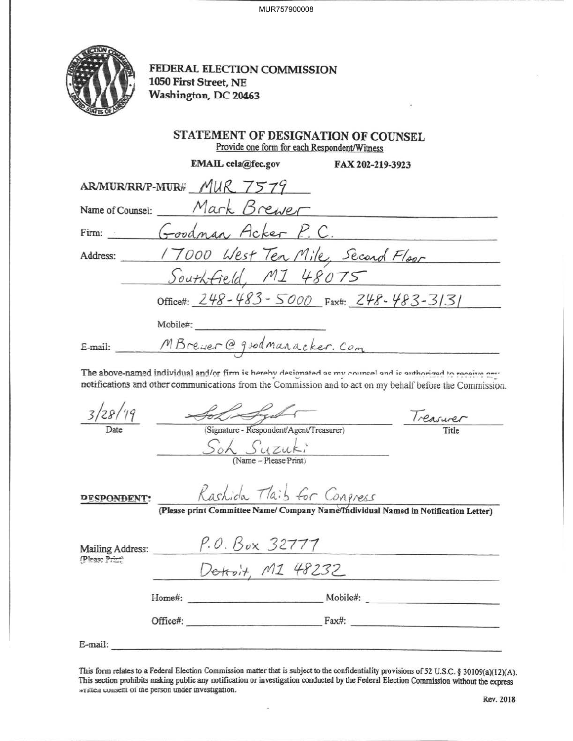**FEDERAL ELECTION COMMISSION**
**1050 First Street, NE**
**Washington, DC 20463**

## STATEMENT OF DESIGNATION OF COUNSEL

Provide one form for each Respondent/Witness

**EMAIL cela@fec.gov** **FAX 202-219-3923**

AR/MUR/RR/P-MUR# MUR 7579

Name of Counsel: Mark Brewer

Firm: Goodman Acker P.C.

Address: 17000 West Ten Mile, Second Floor
Southfield, MI 48075

Office#: 248-483-5000 Fax#: 248-483-3131

Mobile#:

E-mail: MBrewer@goodmanacker.com

The above-named individual and/or firm is hereby designated as my counsel and is authorized to receive any notifications and other communications from the Commission and to act on my behalf before the Commission.

3/28/19 — Date

(Signature - Respondent/Agent/Treasurer)

Treasurer — Title

Soh Suzuki
(Name – Please Print)

**RESPONDENT:** Rashida Tlaib for Congress
**(Please print Committee Name/ Company Name/Individual Named in Notification Letter)**

Mailing Address: P.O. Box 32777
(Please Print) Detroit, MI 48232

Home#: Mobile#:

Office#: Fax#:

E-mail:

This form relates to a Federal Election Commission matter that is subject to the confidentiality provisions of 52 U.S.C. § 30109(a)(12)(A). This section prohibits making public any notification or investigation conducted by the Federal Election Commission without the express written consent of the person under investigation.

Rev. 2018